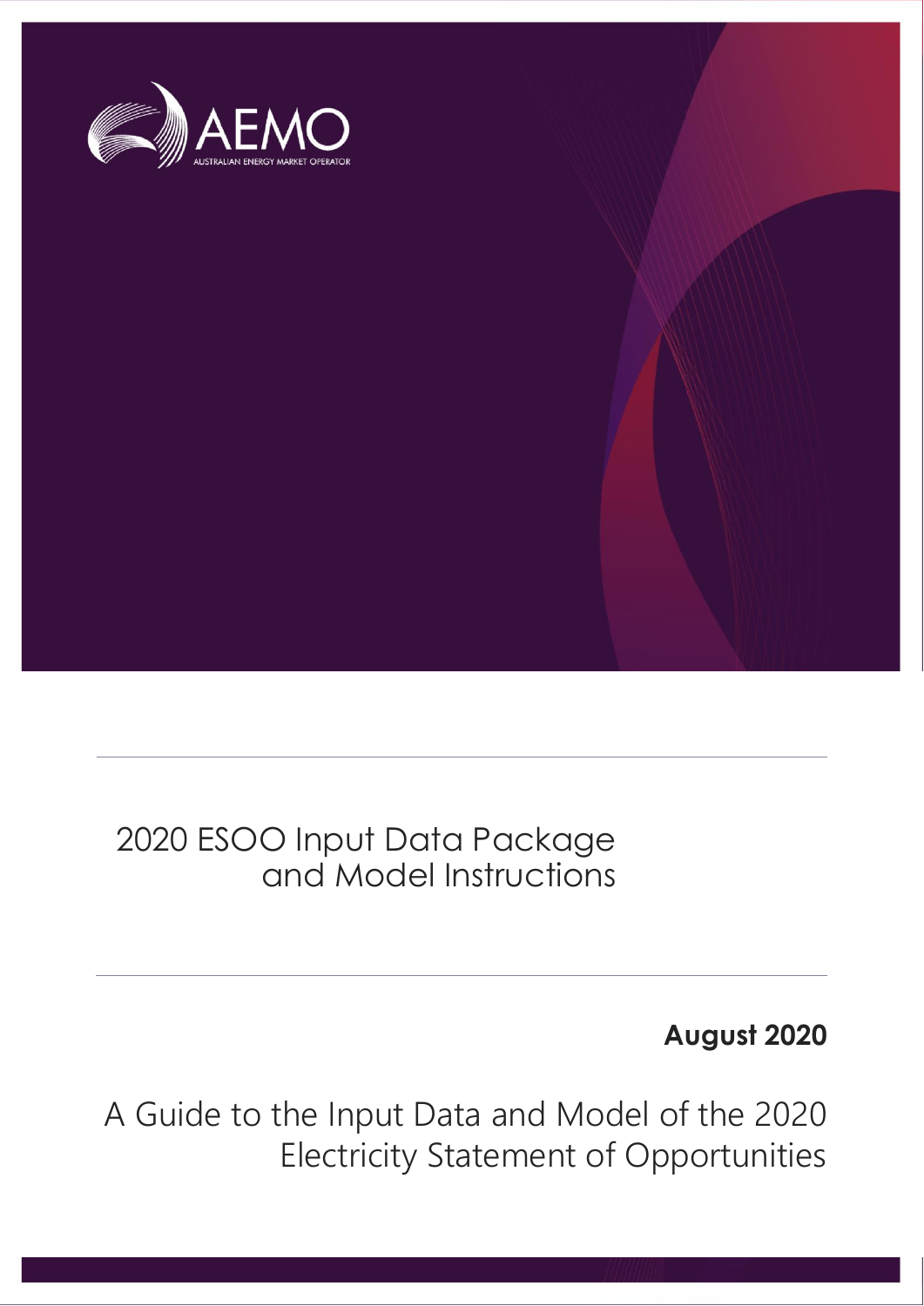AEMO

AUSTRALIAN ENERGY MARKET OPERATOR

# 2020 ESOO Input Data Package and Model Instructions

**August 2020**

A Guide to the Input Data and Model of the 2020 Electricity Statement of Opportunities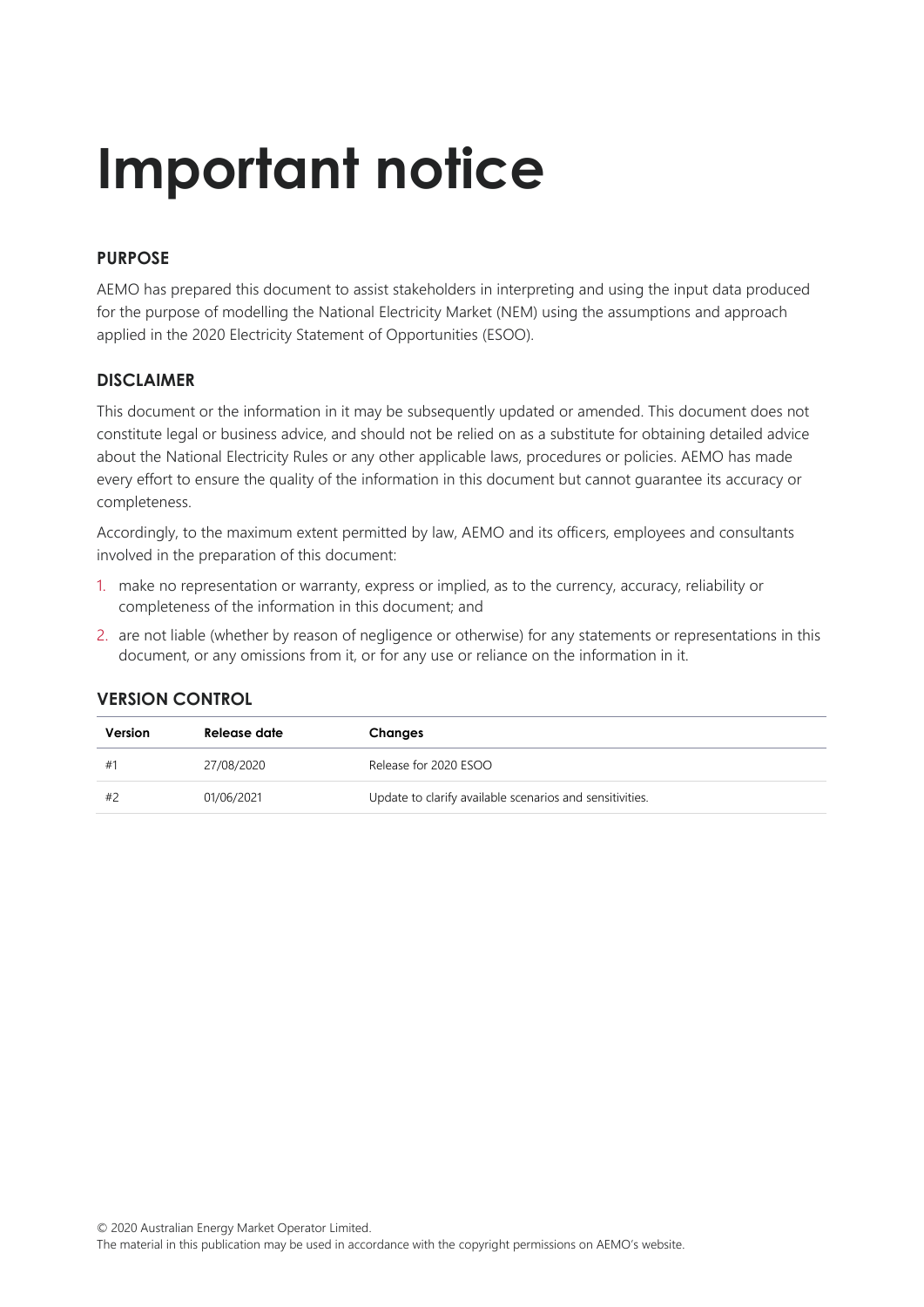# Important notice

## PURPOSE

AEMO has prepared this document to assist stakeholders in interpreting and using the input data produced for the purpose of modelling the National Electricity Market (NEM) using the assumptions and approach applied in the 2020 Electricity Statement of Opportunities (ESOO).

## DISCLAIMER

This document or the information in it may be subsequently updated or amended. This document does not constitute legal or business advice, and should not be relied on as a substitute for obtaining detailed advice about the National Electricity Rules or any other applicable laws, procedures or policies. AEMO has made every effort to ensure the quality of the information in this document but cannot guarantee its accuracy or completeness.

Accordingly, to the maximum extent permitted by law, AEMO and its officers, employees and consultants involved in the preparation of this document:

1. make no representation or warranty, express or implied, as to the currency, accuracy, reliability or completeness of the information in this document; and
2. are not liable (whether by reason of negligence or otherwise) for any statements or representations in this document, or any omissions from it, or for any use or reliance on the information in it.

## VERSION CONTROL

| Version | Release date | Changes |
|---|---|---|
| #1 | 27/08/2020 | Release for 2020 ESOO |
| #2 | 01/06/2021 | Update to clarify available scenarios and sensitivities. |

© 2020 Australian Energy Market Operator Limited.
The material in this publication may be used in accordance with the copyright permissions on AEMO's website.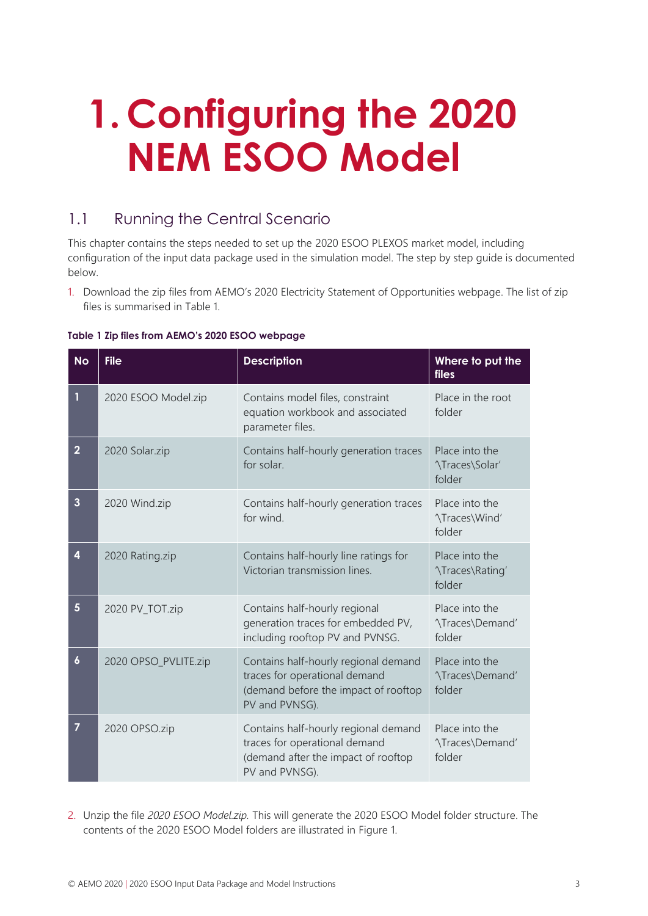# 1. Configuring the 2020 NEM ESOO Model

## 1.1 Running the Central Scenario

This chapter contains the steps needed to set up the 2020 ESOO PLEXOS market model, including configuration of the input data package used in the simulation model. The step by step guide is documented below.

1. Download the zip files from AEMO's 2020 Electricity Statement of Opportunities webpage. The list of zip files is summarised in Table 1.

**Table 1 Zip files from AEMO's 2020 ESOO webpage**

| No | File | Description | Where to put the files |
|---|---|---|---|
| 1 | 2020 ESOO Model.zip | Contains model files, constraint equation workbook and associated parameter files. | Place in the root folder |
| 2 | 2020 Solar.zip | Contains half-hourly generation traces for solar. | Place into the '\Traces\Solar' folder |
| 3 | 2020 Wind.zip | Contains half-hourly generation traces for wind. | Place into the '\Traces\Wind' folder |
| 4 | 2020 Rating.zip | Contains half-hourly line ratings for Victorian transmission lines. | Place into the '\Traces\Rating' folder |
| 5 | 2020 PV_TOT.zip | Contains half-hourly regional generation traces for embedded PV, including rooftop PV and PVNSG. | Place into the '\Traces\Demand' folder |
| 6 | 2020 OPSO_PVLITE.zip | Contains half-hourly regional demand traces for operational demand (demand before the impact of rooftop PV and PVNSG). | Place into the '\Traces\Demand' folder |
| 7 | 2020 OPSO.zip | Contains half-hourly regional demand traces for operational demand (demand after the impact of rooftop PV and PVNSG). | Place into the '\Traces\Demand' folder |

2. Unzip the file *2020 ESOO Model.zip.* This will generate the 2020 ESOO Model folder structure. The contents of the 2020 ESOO Model folders are illustrated in Figure 1.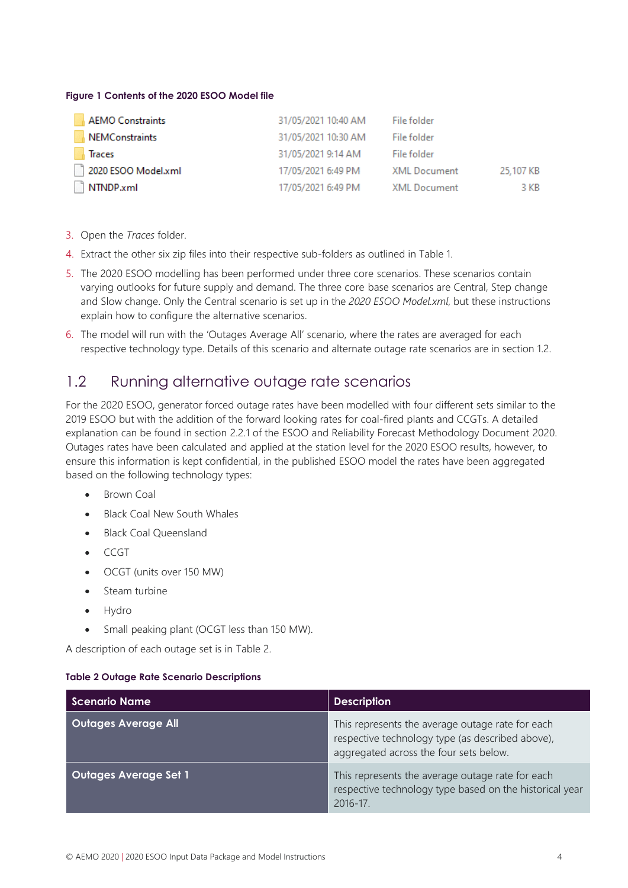**Figure 1 Contents of the 2020 ESOO Model file**

| Name | Date modified | Type | Size |
| --- | --- | --- | --- |
| AEMO Constraints | 31/05/2021 10:40 AM | File folder | |
| NEMConstraints | 31/05/2021 10:30 AM | File folder | |
| Traces | 31/05/2021 9:14 AM | File folder | |
| 2020 ESOO Model.xml | 17/05/2021 6:49 PM | XML Document | 25,107 KB |
| NTNDP.xml | 17/05/2021 6:49 PM | XML Document | 3 KB |

3. Open the *Traces* folder.
4. Extract the other six zip files into their respective sub-folders as outlined in Table 1.
5. The 2020 ESOO modelling has been performed under three core scenarios. These scenarios contain varying outlooks for future supply and demand. The three core base scenarios are Central, Step change and Slow change. Only the Central scenario is set up in the *2020 ESOO Model.xml*, but these instructions explain how to configure the alternative scenarios.
6. The model will run with the 'Outages Average All' scenario, where the rates are averaged for each respective technology type. Details of this scenario and alternate outage rate scenarios are in section 1.2.

## 1.2 Running alternative outage rate scenarios

For the 2020 ESOO, generator forced outage rates have been modelled with four different sets similar to the 2019 ESOO but with the addition of the forward looking rates for coal-fired plants and CCGTs. A detailed explanation can be found in section 2.2.1 of the ESOO and Reliability Forecast Methodology Document 2020. Outages rates have been calculated and applied at the station level for the 2020 ESOO results, however, to ensure this information is kept confidential, in the published ESOO model the rates have been aggregated based on the following technology types:

- Brown Coal
- Black Coal New South Whales
- Black Coal Queensland
- CCGT
- OCGT (units over 150 MW)
- Steam turbine
- Hydro
- Small peaking plant (OCGT less than 150 MW).

A description of each outage set is in Table 2.

**Table 2 Outage Rate Scenario Descriptions**

| Scenario Name | Description |
| --- | --- |
| **Outages Average All** | This represents the average outage rate for each respective technology type (as described above), aggregated across the four sets below. |
| **Outages Average Set 1** | This represents the average outage rate for each respective technology type based on the historical year 2016-17. |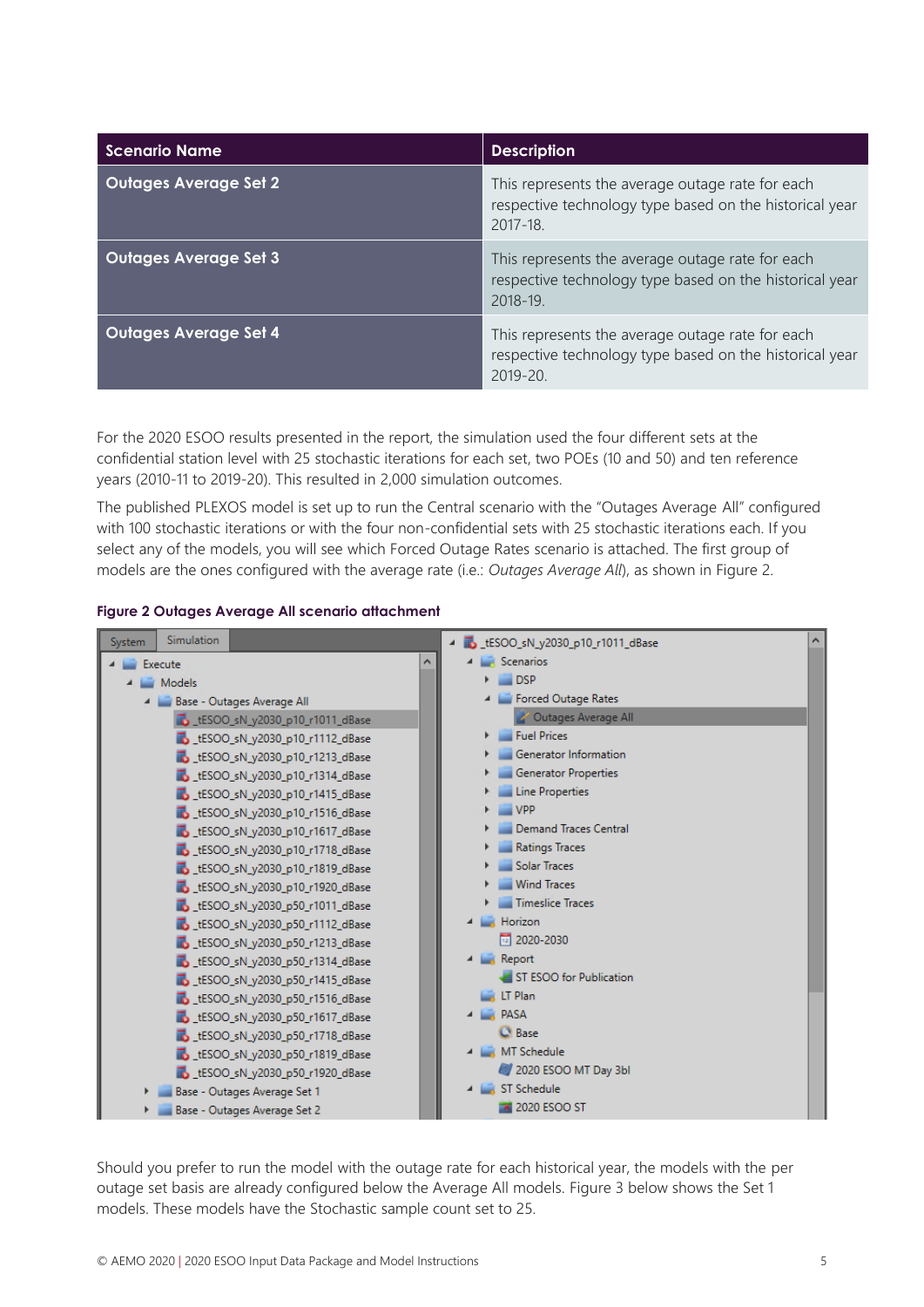| Scenario Name | Description |
| --- | --- |
| **Outages Average Set 2** | This represents the average outage rate for each respective technology type based on the historical year 2017-18. |
| **Outages Average Set 3** | This represents the average outage rate for each respective technology type based on the historical year 2018-19. |
| **Outages Average Set 4** | This represents the average outage rate for each respective technology type based on the historical year 2019-20. |

For the 2020 ESOO results presented in the report, the simulation used the four different sets at the confidential station level with 25 stochastic iterations for each set, two POEs (10 and 50) and ten reference years (2010-11 to 2019-20). This resulted in 2,000 simulation outcomes.

The published PLEXOS model is set up to run the Central scenario with the "Outages Average All" configured with 100 stochastic iterations or with the four non-confidential sets with 25 stochastic iterations each. If you select any of the models, you will see which Forced Outage Rates scenario is attached. The first group of models are the ones configured with the average rate (i.e.: *Outages Average All*), as shown in Figure 2.

**Figure 2 Outages Average All scenario attachment**

Should you prefer to run the model with the outage rate for each historical year, the models with the per outage set basis are already configured below the Average All models. Figure 3 below shows the Set 1 models. These models have the Stochastic sample count set to 25.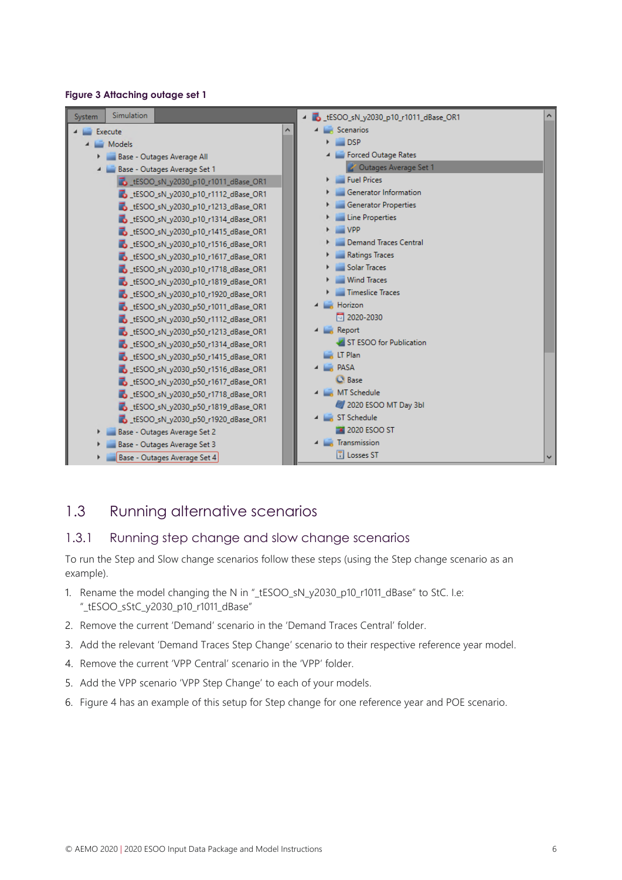**Figure 3 Attaching outage set 1**

## 1.3 Running alternative scenarios

### 1.3.1 Running step change and slow change scenarios

To run the Step and Slow change scenarios follow these steps (using the Step change scenario as an example).

1. Rename the model changing the N in "_tESOO_sN_y2030_p10_r1011_dBase" to StC. I.e: "_tESOO_sStC_y2030_p10_r1011_dBase"
2. Remove the current 'Demand' scenario in the 'Demand Traces Central' folder.
3. Add the relevant 'Demand Traces Step Change' scenario to their respective reference year model.
4. Remove the current 'VPP Central' scenario in the 'VPP' folder.
5. Add the VPP scenario 'VPP Step Change' to each of your models.
6. Figure 4 has an example of this setup for Step change for one reference year and POE scenario.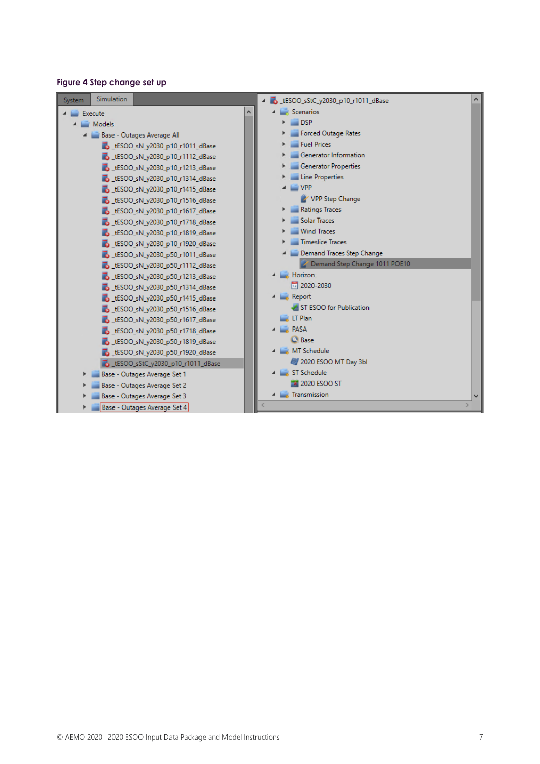**Figure 4 Step change set up**

System | Simulation

- Execute
  - Models
    - Base - Outages Average All
      - _tESOO_sN_y2030_p10_r1011_dBase
      - _tESOO_sN_y2030_p10_r1112_dBase
      - _tESOO_sN_y2030_p10_r1213_dBase
      - _tESOO_sN_y2030_p10_r1314_dBase
      - _tESOO_sN_y2030_p10_r1415_dBase
      - _tESOO_sN_y2030_p10_r1516_dBase
      - _tESOO_sN_y2030_p10_r1617_dBase
      - _tESOO_sN_y2030_p10_r1718_dBase
      - _tESOO_sN_y2030_p10_r1819_dBase
      - _tESOO_sN_y2030_p10_r1920_dBase
      - _tESOO_sN_y2030_p50_r1011_dBase
      - _tESOO_sN_y2030_p50_r1112_dBase
      - _tESOO_sN_y2030_p50_r1213_dBase
      - _tESOO_sN_y2030_p50_r1314_dBase
      - _tESOO_sN_y2030_p50_r1415_dBase
      - _tESOO_sN_y2030_p50_r1516_dBase
      - _tESOO_sN_y2030_p50_r1617_dBase
      - _tESOO_sN_y2030_p50_r1718_dBase
      - _tESOO_sN_y2030_p50_r1819_dBase
      - _tESOO_sN_y2030_p50_r1920_dBase
      - _tESOO_sStC_y2030_p10_r1011_dBase
    - Base - Outages Average Set 1
    - Base - Outages Average Set 2
    - Base - Outages Average Set 3
    - Base - Outages Average Set 4

- _tESOO_sStC_y2030_p10_r1011_dBase
  - Scenarios
    - DSP
    - Forced Outage Rates
    - Fuel Prices
    - Generator Information
    - Generator Properties
    - Line Properties
    - VPP
      - VPP Step Change
    - Ratings Traces
    - Solar Traces
    - Wind Traces
    - Timeslice Traces
    - Demand Traces Step Change
      - Demand Step Change 1011 POE10
  - Horizon
    - 2020-2030
  - Report
    - ST ESOO for Publication
  - LT Plan
  - PASA
    - Base
  - MT Schedule
    - 2020 ESOO MT Day 3bl
  - ST Schedule
    - 2020 ESOO ST
  - Transmission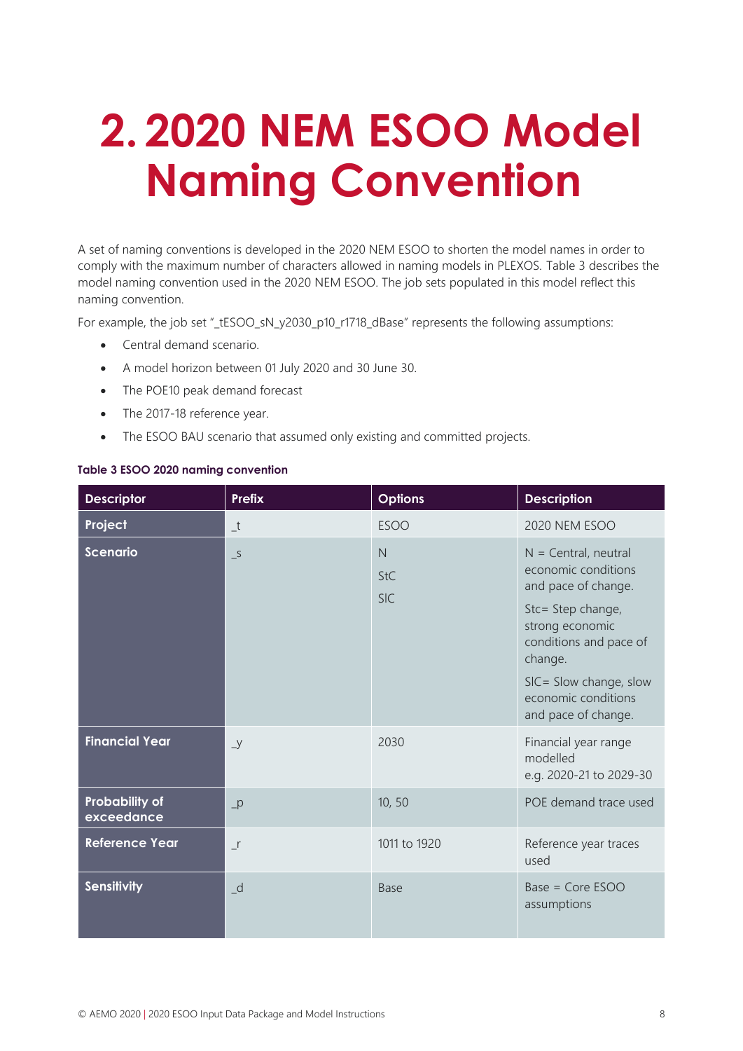# 2. 2020 NEM ESOO Model Naming Convention

A set of naming conventions is developed in the 2020 NEM ESOO to shorten the model names in order to comply with the maximum number of characters allowed in naming models in PLEXOS. Table 3 describes the model naming convention used in the 2020 NEM ESOO. The job sets populated in this model reflect this naming convention.

For example, the job set "_tESOO_sN_y2030_p10_r1718_dBase" represents the following assumptions:

- Central demand scenario.
- A model horizon between 01 July 2020 and 30 June 30.
- The POE10 peak demand forecast
- The 2017-18 reference year.
- The ESOO BAU scenario that assumed only existing and committed projects.

**Table 3 ESOO 2020 naming convention**

| Descriptor | Prefix | Options | Description |
|---|---|---|---|
| **Project** | _t | ESOO | 2020 NEM ESOO |
| **Scenario** | _s | N<br>StC<br>SIC | N = Central, neutral economic conditions and pace of change.<br>Stc= Step change, strong economic conditions and pace of change.<br>SIC= Slow change, slow economic conditions and pace of change. |
| **Financial Year** | _y | 2030 | Financial year range modelled<br>e.g. 2020-21 to 2029-30 |
| **Probability of exceedance** | _p | 10, 50 | POE demand trace used |
| **Reference Year** | _r | 1011 to 1920 | Reference year traces used |
| **Sensitivity** | _d | Base | Base = Core ESOO assumptions |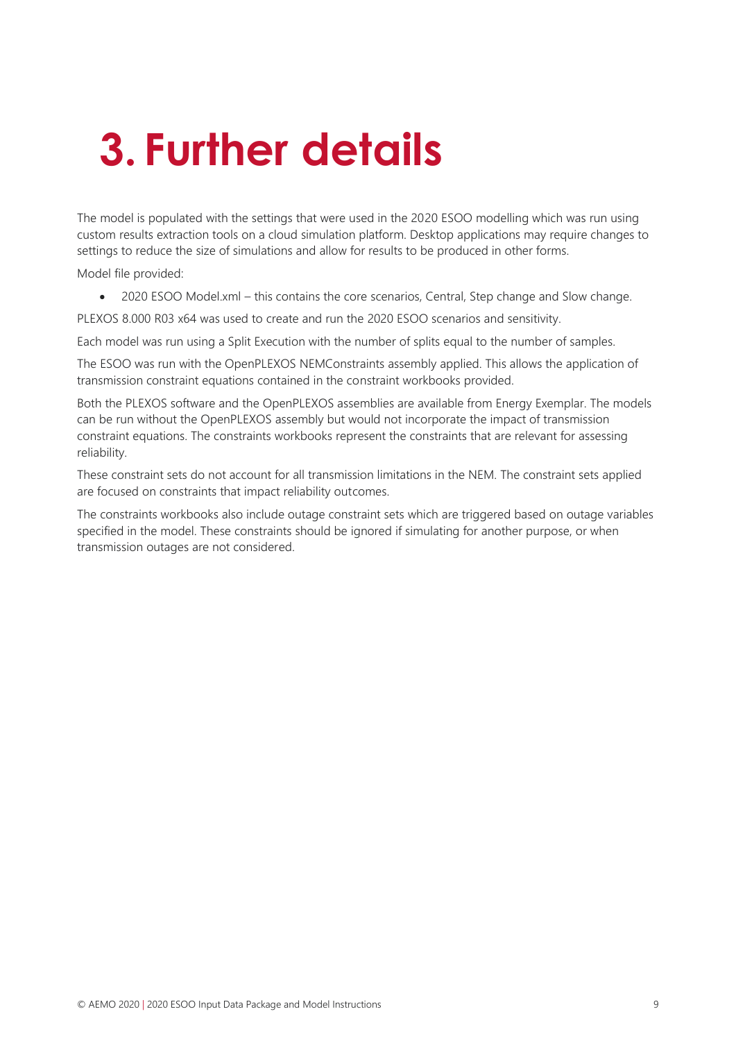# 3. Further details

The model is populated with the settings that were used in the 2020 ESOO modelling which was run using custom results extraction tools on a cloud simulation platform. Desktop applications may require changes to settings to reduce the size of simulations and allow for results to be produced in other forms.

Model file provided:

- 2020 ESOO Model.xml – this contains the core scenarios, Central, Step change and Slow change.

PLEXOS 8.000 R03 x64 was used to create and run the 2020 ESOO scenarios and sensitivity.

Each model was run using a Split Execution with the number of splits equal to the number of samples.

The ESOO was run with the OpenPLEXOS NEMConstraints assembly applied. This allows the application of transmission constraint equations contained in the constraint workbooks provided.

Both the PLEXOS software and the OpenPLEXOS assemblies are available from Energy Exemplar. The models can be run without the OpenPLEXOS assembly but would not incorporate the impact of transmission constraint equations. The constraints workbooks represent the constraints that are relevant for assessing reliability.

These constraint sets do not account for all transmission limitations in the NEM. The constraint sets applied are focused on constraints that impact reliability outcomes.

The constraints workbooks also include outage constraint sets which are triggered based on outage variables specified in the model. These constraints should be ignored if simulating for another purpose, or when transmission outages are not considered.